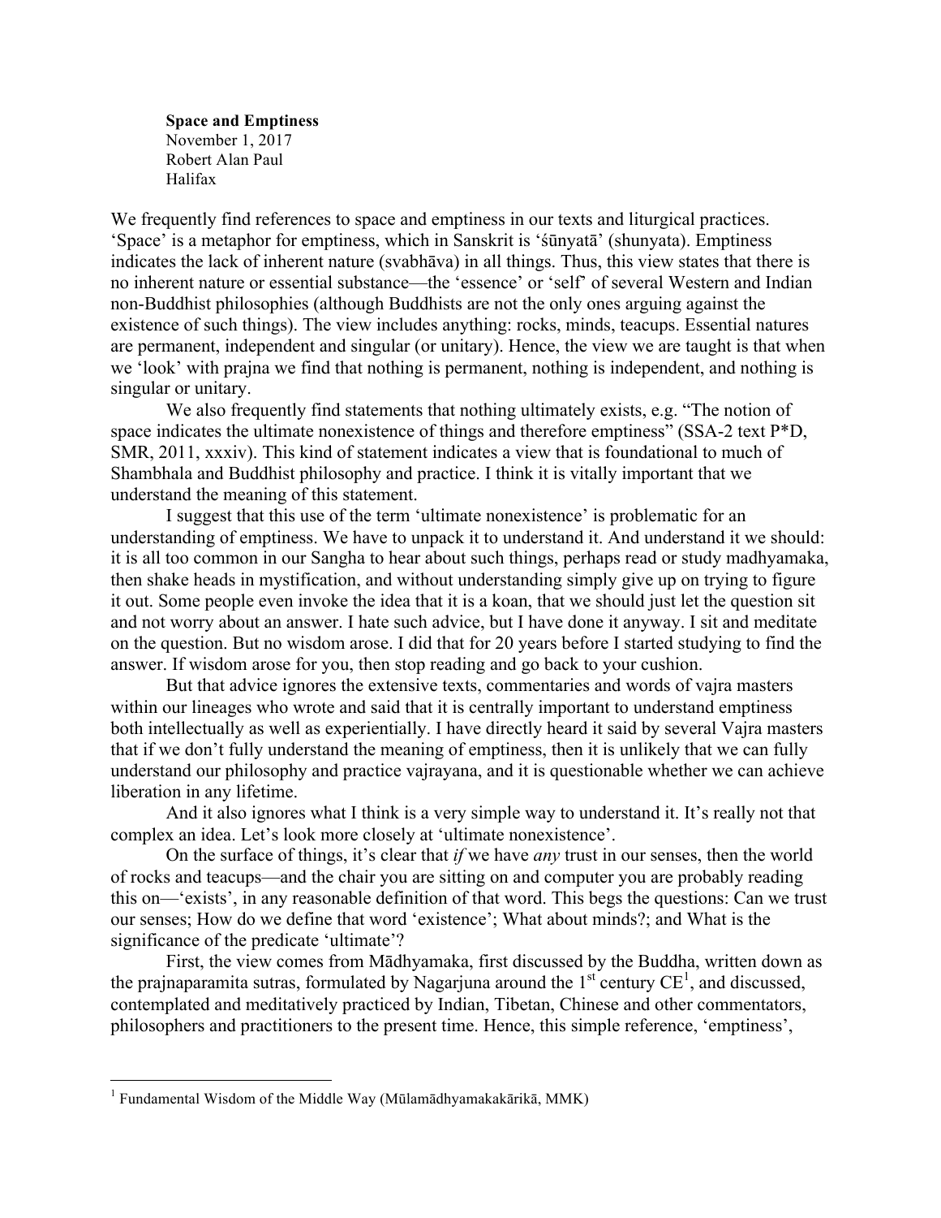**Space and Emptiness**
November 1, 2017
Robert Alan Paul
Halifax

We frequently find references to space and emptiness in our texts and liturgical practices. 'Space' is a metaphor for emptiness, which in Sanskrit is 'śūnyatā' (shunyata). Emptiness indicates the lack of inherent nature (svabhāva) in all things. Thus, this view states that there is no inherent nature or essential substance—the 'essence' or 'self' of several Western and Indian non-Buddhist philosophies (although Buddhists are not the only ones arguing against the existence of such things). The view includes anything: rocks, minds, teacups. Essential natures are permanent, independent and singular (or unitary). Hence, the view we are taught is that when we 'look' with prajna we find that nothing is permanent, nothing is independent, and nothing is singular or unitary.

We also frequently find statements that nothing ultimately exists, e.g. "The notion of space indicates the ultimate nonexistence of things and therefore emptiness" (SSA-2 text P*D, SMR, 2011, xxxiv). This kind of statement indicates a view that is foundational to much of Shambhala and Buddhist philosophy and practice. I think it is vitally important that we understand the meaning of this statement.

I suggest that this use of the term 'ultimate nonexistence' is problematic for an understanding of emptiness. We have to unpack it to understand it. And understand it we should: it is all too common in our Sangha to hear about such things, perhaps read or study madhyamaka, then shake heads in mystification, and without understanding simply give up on trying to figure it out. Some people even invoke the idea that it is a koan, that we should just let the question sit and not worry about an answer. I hate such advice, but I have done it anyway. I sit and meditate on the question. But no wisdom arose. I did that for 20 years before I started studying to find the answer. If wisdom arose for you, then stop reading and go back to your cushion.

But that advice ignores the extensive texts, commentaries and words of vajra masters within our lineages who wrote and said that it is centrally important to understand emptiness both intellectually as well as experientially. I have directly heard it said by several Vajra masters that if we don't fully understand the meaning of emptiness, then it is unlikely that we can fully understand our philosophy and practice vajrayana, and it is questionable whether we can achieve liberation in any lifetime.

And it also ignores what I think is a very simple way to understand it. It's really not that complex an idea. Let's look more closely at 'ultimate nonexistence'.

On the surface of things, it's clear that *if* we have *any* trust in our senses, then the world of rocks and teacups—and the chair you are sitting on and computer you are probably reading this on—'exists', in any reasonable definition of that word. This begs the questions: Can we trust our senses; How do we define that word 'existence'; What about minds?; and What is the significance of the predicate 'ultimate'?

First, the view comes from Mādhyamaka, first discussed by the Buddha, written down as the prajnaparamita sutras, formulated by Nagarjuna around the 1st century CE[1], and discussed, contemplated and meditatively practiced by Indian, Tibetan, Chinese and other commentators, philosophers and practitioners to the present time. Hence, this simple reference, 'emptiness',

[1] Fundamental Wisdom of the Middle Way (Mūlamādhyamakakārikā, MMK)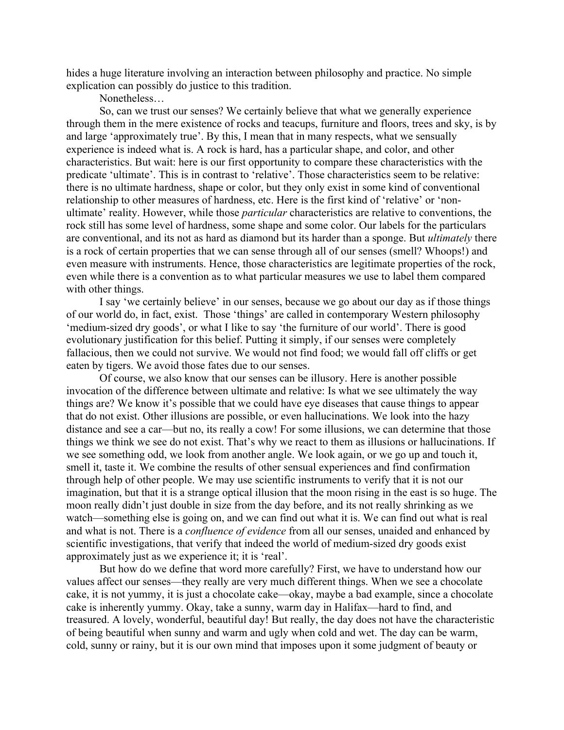hides a huge literature involving an interaction between philosophy and practice. No simple explication can possibly do justice to this tradition.

Nonetheless…

So, can we trust our senses? We certainly believe that what we generally experience through them in the mere existence of rocks and teacups, furniture and floors, trees and sky, is by and large 'approximately true'. By this, I mean that in many respects, what we sensually experience is indeed what is. A rock is hard, has a particular shape, and color, and other characteristics. But wait: here is our first opportunity to compare these characteristics with the predicate 'ultimate'. This is in contrast to 'relative'. Those characteristics seem to be relative: there is no ultimate hardness, shape or color, but they only exist in some kind of conventional relationship to other measures of hardness, etc. Here is the first kind of 'relative' or 'non-ultimate' reality. However, while those *particular* characteristics are relative to conventions, the rock still has some level of hardness, some shape and some color. Our labels for the particulars are conventional, and its not as hard as diamond but its harder than a sponge. But *ultimately* there is a rock of certain properties that we can sense through all of our senses (smell? Whoops!) and even measure with instruments. Hence, those characteristics are legitimate properties of the rock, even while there is a convention as to what particular measures we use to label them compared with other things.

I say 'we certainly believe' in our senses, because we go about our day as if those things of our world do, in fact, exist. Those 'things' are called in contemporary Western philosophy 'medium-sized dry goods', or what I like to say 'the furniture of our world'. There is good evolutionary justification for this belief. Putting it simply, if our senses were completely fallacious, then we could not survive. We would not find food; we would fall off cliffs or get eaten by tigers. We avoid those fates due to our senses.

Of course, we also know that our senses can be illusory. Here is another possible invocation of the difference between ultimate and relative: Is what we see ultimately the way things are? We know it's possible that we could have eye diseases that cause things to appear that do not exist. Other illusions are possible, or even hallucinations. We look into the hazy distance and see a car—but no, its really a cow! For some illusions, we can determine that those things we think we see do not exist. That's why we react to them as illusions or hallucinations. If we see something odd, we look from another angle. We look again, or we go up and touch it, smell it, taste it. We combine the results of other sensual experiences and find confirmation through help of other people. We may use scientific instruments to verify that it is not our imagination, but that it is a strange optical illusion that the moon rising in the east is so huge. The moon really didn't just double in size from the day before, and its not really shrinking as we watch—something else is going on, and we can find out what it is. We can find out what is real and what is not. There is a *confluence of evidence* from all our senses, unaided and enhanced by scientific investigations, that verify that indeed the world of medium-sized dry goods exist approximately just as we experience it; it is 'real'.

But how do we define that word more carefully? First, we have to understand how our values affect our senses—they really are very much different things. When we see a chocolate cake, it is not yummy, it is just a chocolate cake—okay, maybe a bad example, since a chocolate cake is inherently yummy. Okay, take a sunny, warm day in Halifax—hard to find, and treasured. A lovely, wonderful, beautiful day! But really, the day does not have the characteristic of being beautiful when sunny and warm and ugly when cold and wet. The day can be warm, cold, sunny or rainy, but it is our own mind that imposes upon it some judgment of beauty or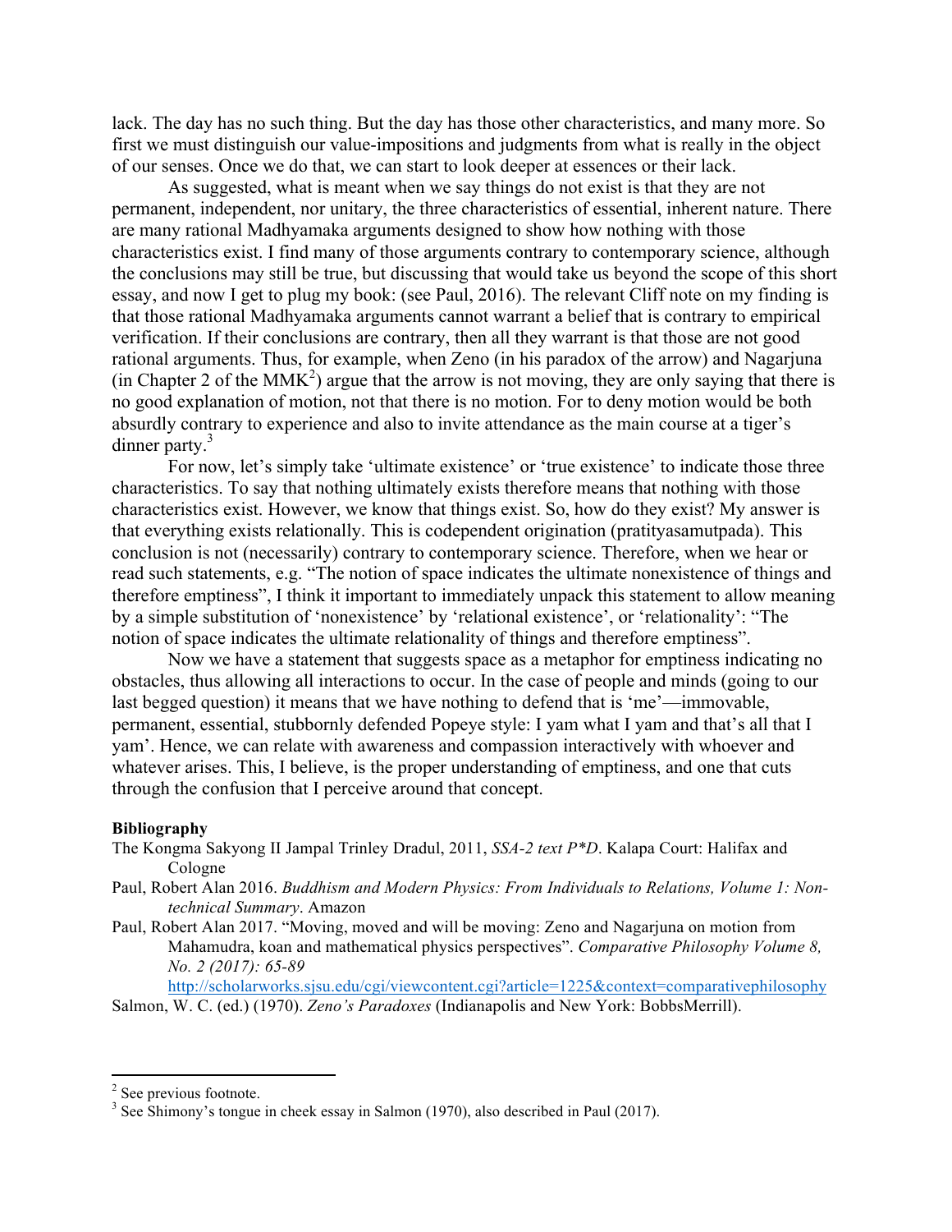lack. The day has no such thing. But the day has those other characteristics, and many more. So first we must distinguish our value-impositions and judgments from what is really in the object of our senses. Once we do that, we can start to look deeper at essences or their lack.

As suggested, what is meant when we say things do not exist is that they are not permanent, independent, nor unitary, the three characteristics of essential, inherent nature. There are many rational Madhyamaka arguments designed to show how nothing with those characteristics exist. I find many of those arguments contrary to contemporary science, although the conclusions may still be true, but discussing that would take us beyond the scope of this short essay, and now I get to plug my book: (see Paul, 2016). The relevant Cliff note on my finding is that those rational Madhyamaka arguments cannot warrant a belief that is contrary to empirical verification. If their conclusions are contrary, then all they warrant is that those are not good rational arguments. Thus, for example, when Zeno (in his paradox of the arrow) and Nagarjuna (in Chapter 2 of the MMK[2]) argue that the arrow is not moving, they are only saying that there is no good explanation of motion, not that there is no motion. For to deny motion would be both absurdly contrary to experience and also to invite attendance as the main course at a tiger's dinner party.[3]

For now, let's simply take 'ultimate existence' or 'true existence' to indicate those three characteristics. To say that nothing ultimately exists therefore means that nothing with those characteristics exist. However, we know that things exist. So, how do they exist? My answer is that everything exists relationally. This is codependent origination (pratityasamutpada). This conclusion is not (necessarily) contrary to contemporary science. Therefore, when we hear or read such statements, e.g. "The notion of space indicates the ultimate nonexistence of things and therefore emptiness", I think it important to immediately unpack this statement to allow meaning by a simple substitution of 'nonexistence' by 'relational existence', or 'relationality': "The notion of space indicates the ultimate relationality of things and therefore emptiness".

Now we have a statement that suggests space as a metaphor for emptiness indicating no obstacles, thus allowing all interactions to occur. In the case of people and minds (going to our last begged question) it means that we have nothing to defend that is 'me'—immovable, permanent, essential, stubbornly defended Popeye style: I yam what I yam and that's all that I yam'. Hence, we can relate with awareness and compassion interactively with whoever and whatever arises. This, I believe, is the proper understanding of emptiness, and one that cuts through the confusion that I perceive around that concept.

**Bibliography**

The Kongma Sakyong II Jampal Trinley Dradul, 2011, *SSA-2 text P*D*. Kalapa Court: Halifax and Cologne

Paul, Robert Alan 2016. *Buddhism and Modern Physics: From Individuals to Relations, Volume 1: Non-technical Summary*. Amazon

Paul, Robert Alan 2017. "Moving, moved and will be moving: Zeno and Nagarjuna on motion from Mahamudra, koan and mathematical physics perspectives". *Comparative Philosophy Volume 8, No. 2 (2017): 65-89* http://scholarworks.sjsu.edu/cgi/viewcontent.cgi?article=1225&context=comparativephilosophy

Salmon, W. C. (ed.) (1970). *Zeno's Paradoxes* (Indianapolis and New York: BobbsMerrill).

---

[2] See previous footnote.

[3] See Shimony's tongue in cheek essay in Salmon (1970), also described in Paul (2017).